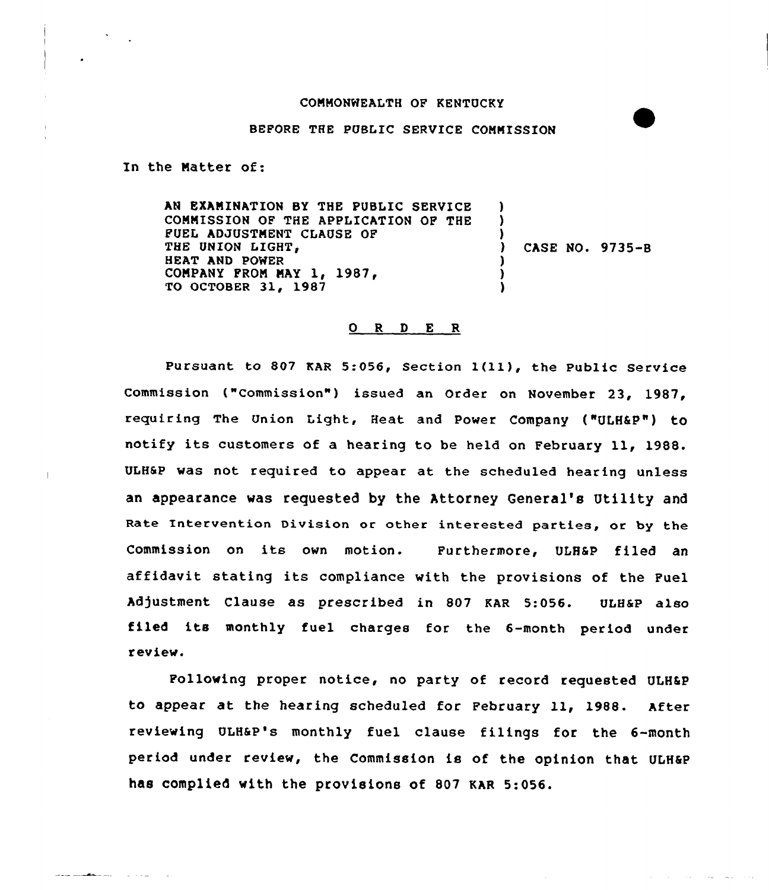COMMONWEALTH OF KENTUCKY

BEFORE THE PUBLIC SERVICE COMMISSION

In the Matter of:

| | | |
|---|---|---|
| AN EXAMINATION BY THE PUBLIC SERVICE COMMISSION OF THE APPLICATION OF THE FUEL ADJUSTMENT CLAUSE OF THE UNION LIGHT, HEAT AND POWER COMPANY FROM MAY 1, 1987, TO OCTOBER 31, 1987 | ) | CASE NO. 9735-B |

## O R D E R

Pursuant to 807 KAR 5:056, Section 1(11), the Public Service Commission ("Commission") issued an Order on November 23, 1987, requiring The Union Light, Heat and Power Company ("ULH&P") to notify its customers of a hearing to be held on February 11, 1988. ULH&P was not required to appear at the scheduled hearing unless an appearance was requested by the Attorney General's Utility and Rate Intervention Division or other interested parties, or by the Commission on its own motion. Furthermore, ULH&P filed an affidavit stating its compliance with the provisions of the Fuel Adjustment Clause as prescribed in 807 KAR 5:056. ULH&P also filed its monthly fuel charges for the 6-month period under review.

Following proper notice, no party of record requested ULH&P to appear at the hearing scheduled for February 11, 1988. After reviewing ULH&P's monthly fuel clause filings for the 6-month period under review, the Commission is of the opinion that ULH&P has complied with the provisions of 807 KAR 5:056.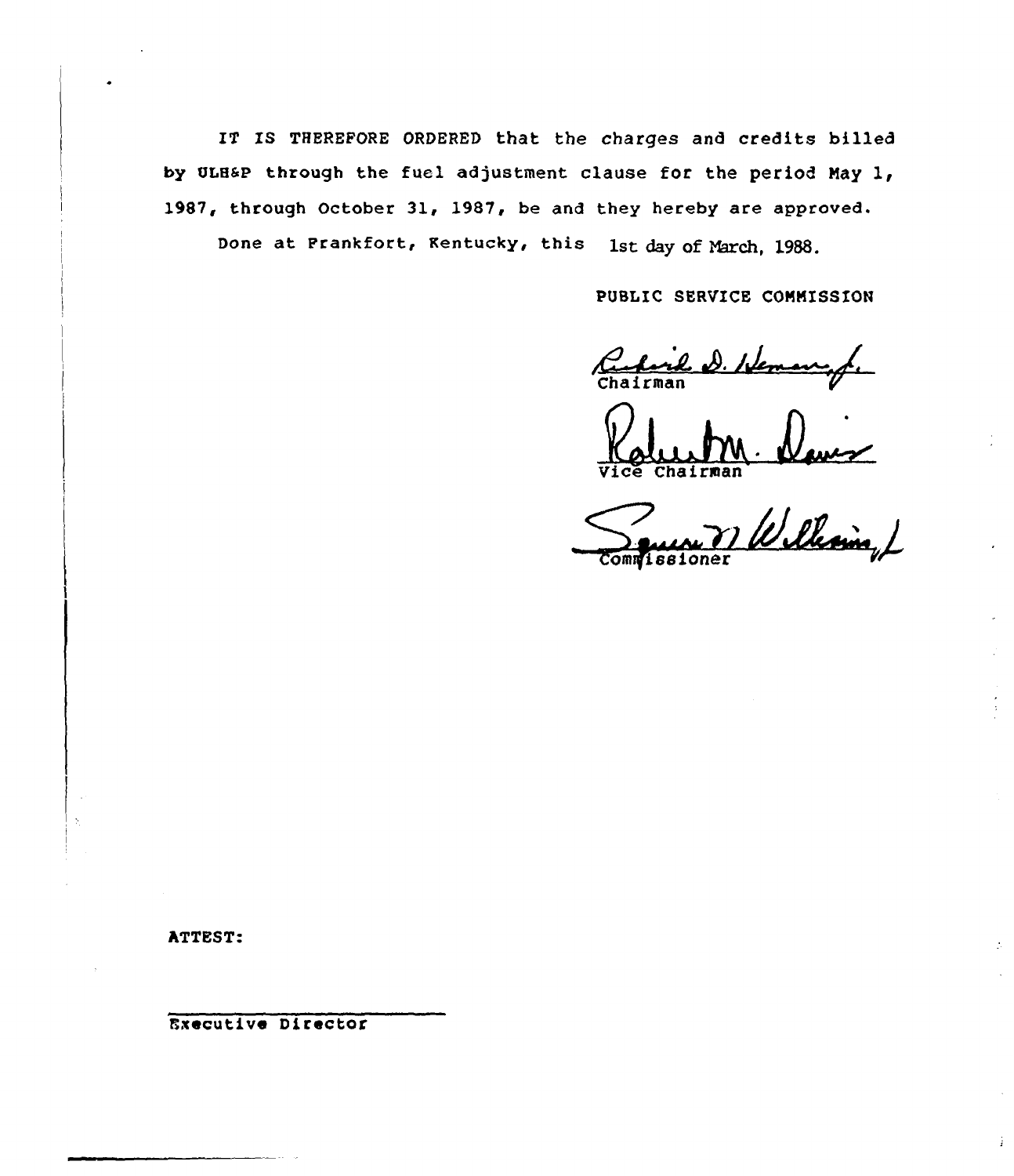IT IS THEREFORE ORDERED that the charges and credits billed by ULH&P through the fuel adjustment clause for the period May 1, 1987, through October 31, 1987, be and they hereby are approved.

Done at Frankfort, Kentucky, this 1st day of March, 1988.

PUBLIC SERVICE COMMISSION

Chairman

Vice Chairman

Commissioner

ATTEST:

Executive Director